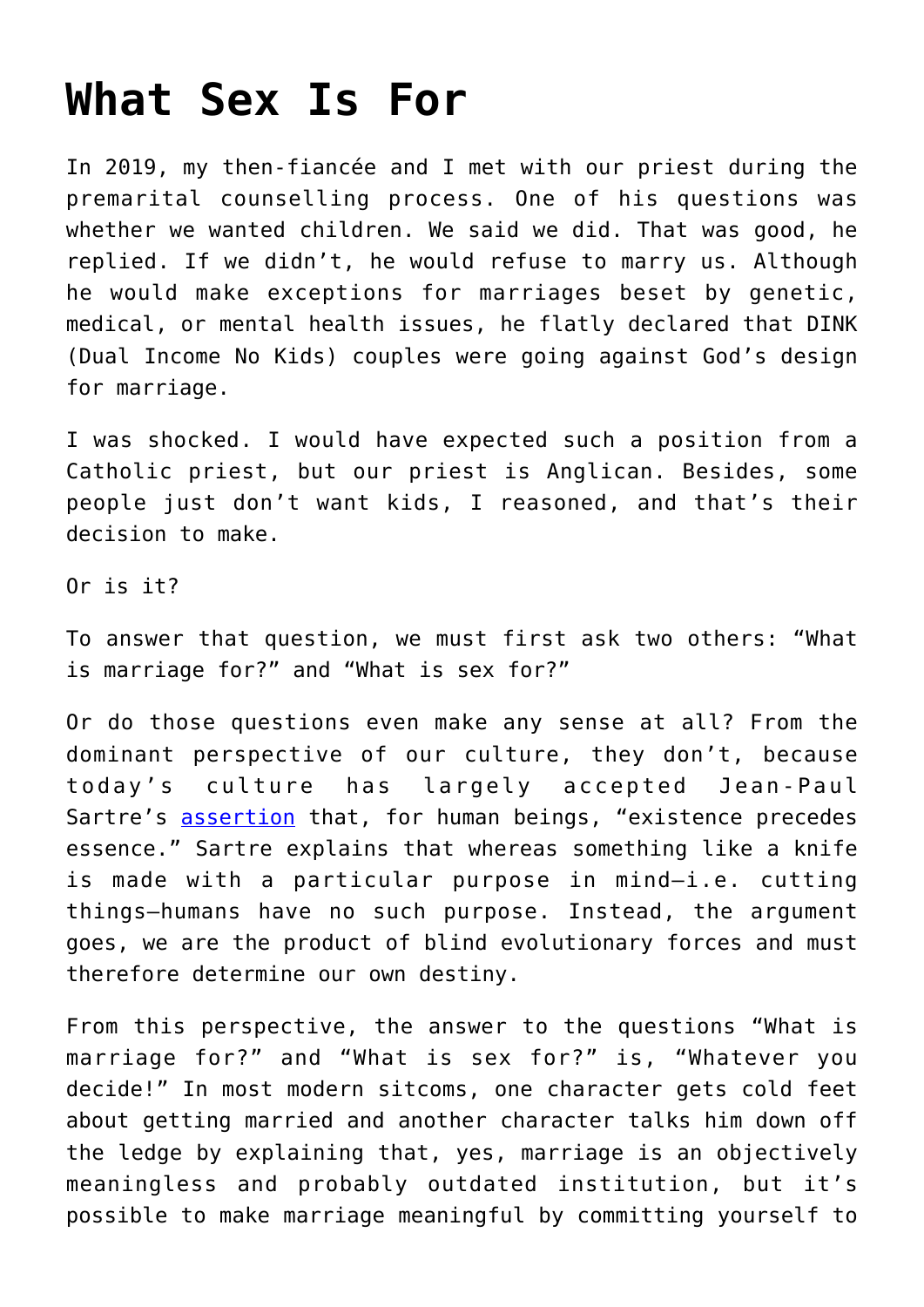# What Sex Is For

In 2019, my then-fiancée and I met with our priest during the premarital counselling process. One of his questions was whether we wanted children. We said we did. That was good, he replied. If we didn't, he would refuse to marry us. Although he would make exceptions for marriages beset by genetic, medical, or mental health issues, he flatly declared that DINK (Dual Income No Kids) couples were going against God's design for marriage.

I was shocked. I would have expected such a position from a Catholic priest, but our priest is Anglican. Besides, some people just don't want kids, I reasoned, and that's their decision to make.

Or is it?

To answer that question, we must first ask two others: "What is marriage for?" and "What is sex for?"

Or do those questions even make any sense at all? From the dominant perspective of our culture, they don't, because today's culture has largely accepted Jean-Paul Sartre's assertion that, for human beings, "existence precedes essence." Sartre explains that whereas something like a knife is made with a particular purpose in mind—i.e. cutting things—humans have no such purpose. Instead, the argument goes, we are the product of blind evolutionary forces and must therefore determine our own destiny.

From this perspective, the answer to the questions "What is marriage for?" and "What is sex for?" is, "Whatever you decide!" In most modern sitcoms, one character gets cold feet about getting married and another character talks him down off the ledge by explaining that, yes, marriage is an objectively meaningless and probably outdated institution, but it's possible to make marriage meaningful by committing yourself to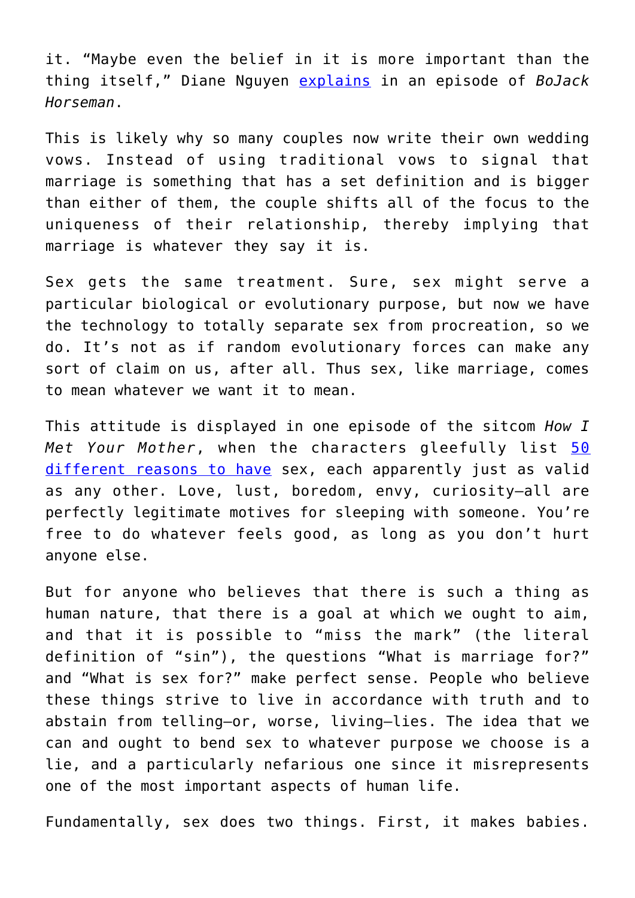it. “Maybe even the belief in it is more important than the thing itself,” Diane Nguyen explains in an episode of *BoJack Horseman*.

This is likely why so many couples now write their own wedding vows. Instead of using traditional vows to signal that marriage is something that has a set definition and is bigger than either of them, the couple shifts all of the focus to the uniqueness of their relationship, thereby implying that marriage is whatever they say it is.

Sex gets the same treatment. Sure, sex might serve a particular biological or evolutionary purpose, but now we have the technology to totally separate sex from procreation, so we do. It’s not as if random evolutionary forces can make any sort of claim on us, after all. Thus sex, like marriage, comes to mean whatever we want it to mean.

This attitude is displayed in one episode of the sitcom *How I Met Your Mother*, when the characters gleefully list 50 different reasons to have sex, each apparently just as valid as any other. Love, lust, boredom, envy, curiosity—all are perfectly legitimate motives for sleeping with someone. You’re free to do whatever feels good, as long as you don’t hurt anyone else.

But for anyone who believes that there is such a thing as human nature, that there is a goal at which we ought to aim, and that it is possible to “miss the mark” (the literal definition of “sin”), the questions “What is marriage for?” and “What is sex for?” make perfect sense. People who believe these things strive to live in accordance with truth and to abstain from telling—or, worse, living—lies. The idea that we can and ought to bend sex to whatever purpose we choose is a lie, and a particularly nefarious one since it misrepresents one of the most important aspects of human life.

Fundamentally, sex does two things. First, it makes babies.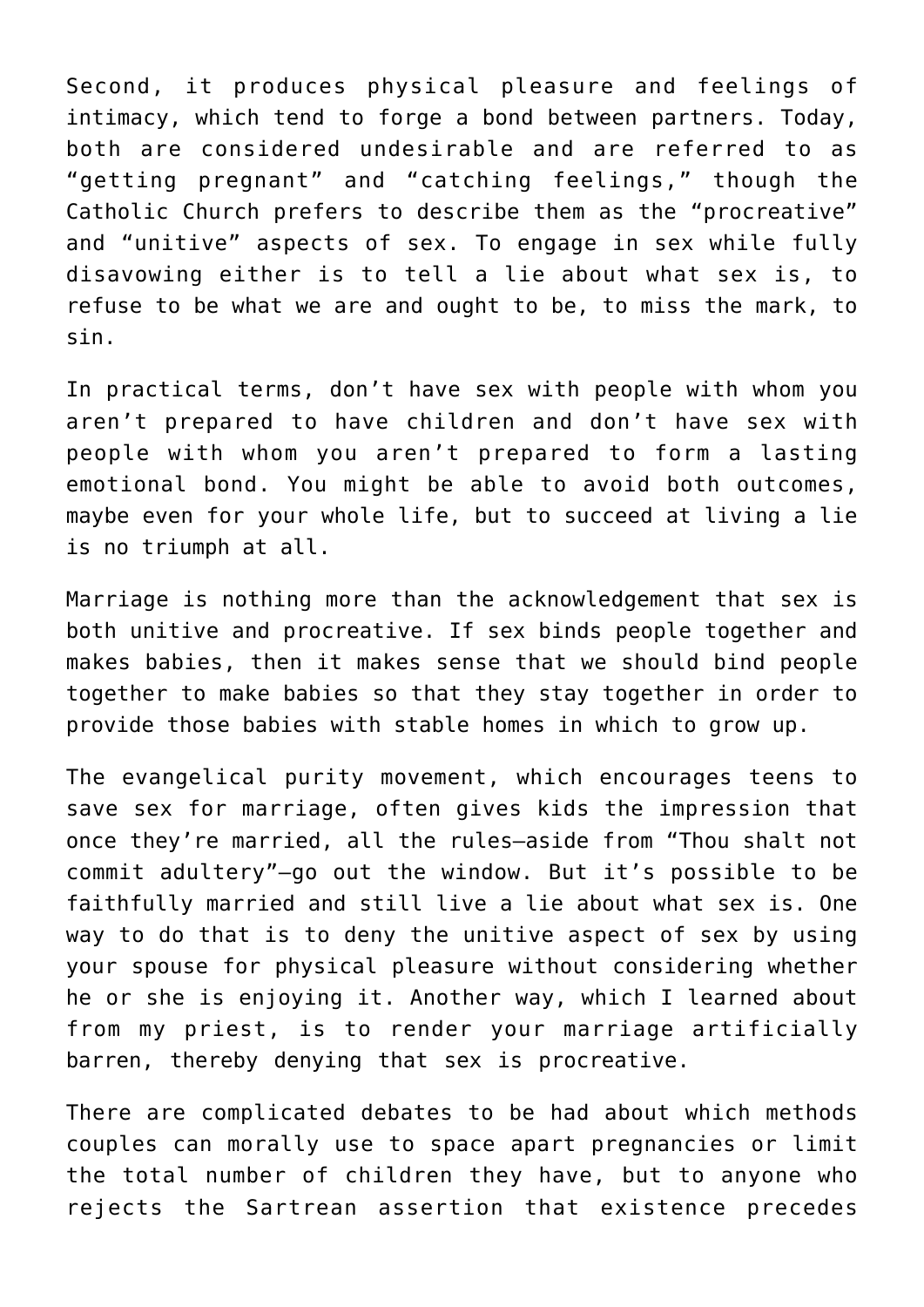Second, it produces physical pleasure and feelings of intimacy, which tend to forge a bond between partners. Today, both are considered undesirable and are referred to as "getting pregnant" and "catching feelings," though the Catholic Church prefers to describe them as the "procreative" and "unitive" aspects of sex. To engage in sex while fully disavowing either is to tell a lie about what sex is, to refuse to be what we are and ought to be, to miss the mark, to sin.

In practical terms, don't have sex with people with whom you aren't prepared to have children and don't have sex with people with whom you aren't prepared to form a lasting emotional bond. You might be able to avoid both outcomes, maybe even for your whole life, but to succeed at living a lie is no triumph at all.

Marriage is nothing more than the acknowledgement that sex is both unitive and procreative. If sex binds people together and makes babies, then it makes sense that we should bind people together to make babies so that they stay together in order to provide those babies with stable homes in which to grow up.

The evangelical purity movement, which encourages teens to save sex for marriage, often gives kids the impression that once they're married, all the rules—aside from "Thou shalt not commit adultery"—go out the window. But it's possible to be faithfully married and still live a lie about what sex is. One way to do that is to deny the unitive aspect of sex by using your spouse for physical pleasure without considering whether he or she is enjoying it. Another way, which I learned about from my priest, is to render your marriage artificially barren, thereby denying that sex is procreative.

There are complicated debates to be had about which methods couples can morally use to space apart pregnancies or limit the total number of children they have, but to anyone who rejects the Sartrean assertion that existence precedes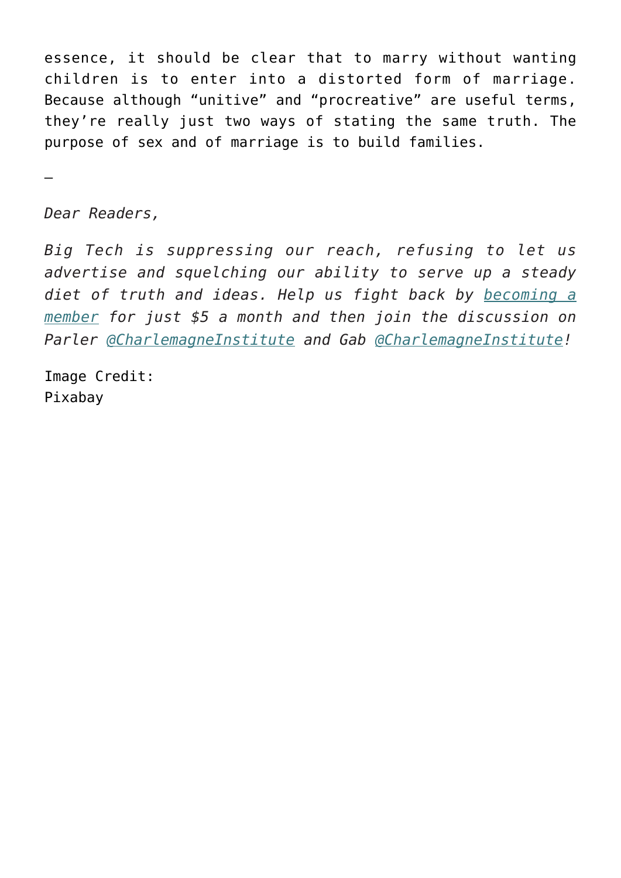essence, it should be clear that to marry without wanting children is to enter into a distorted form of marriage. Because although “unitive” and “procreative” are useful terms, they’re really just two ways of stating the same truth. The purpose of sex and of marriage is to build families.

—

*Dear Readers,*

*Big Tech is suppressing our reach, refusing to let us advertise and squelching our ability to serve up a steady diet of truth and ideas. Help us fight back by becoming a member for just $5 a month and then join the discussion on Parler @CharlemagneInstitute and Gab @CharlemagneInstitute!*

Image Credit:
Pixabay